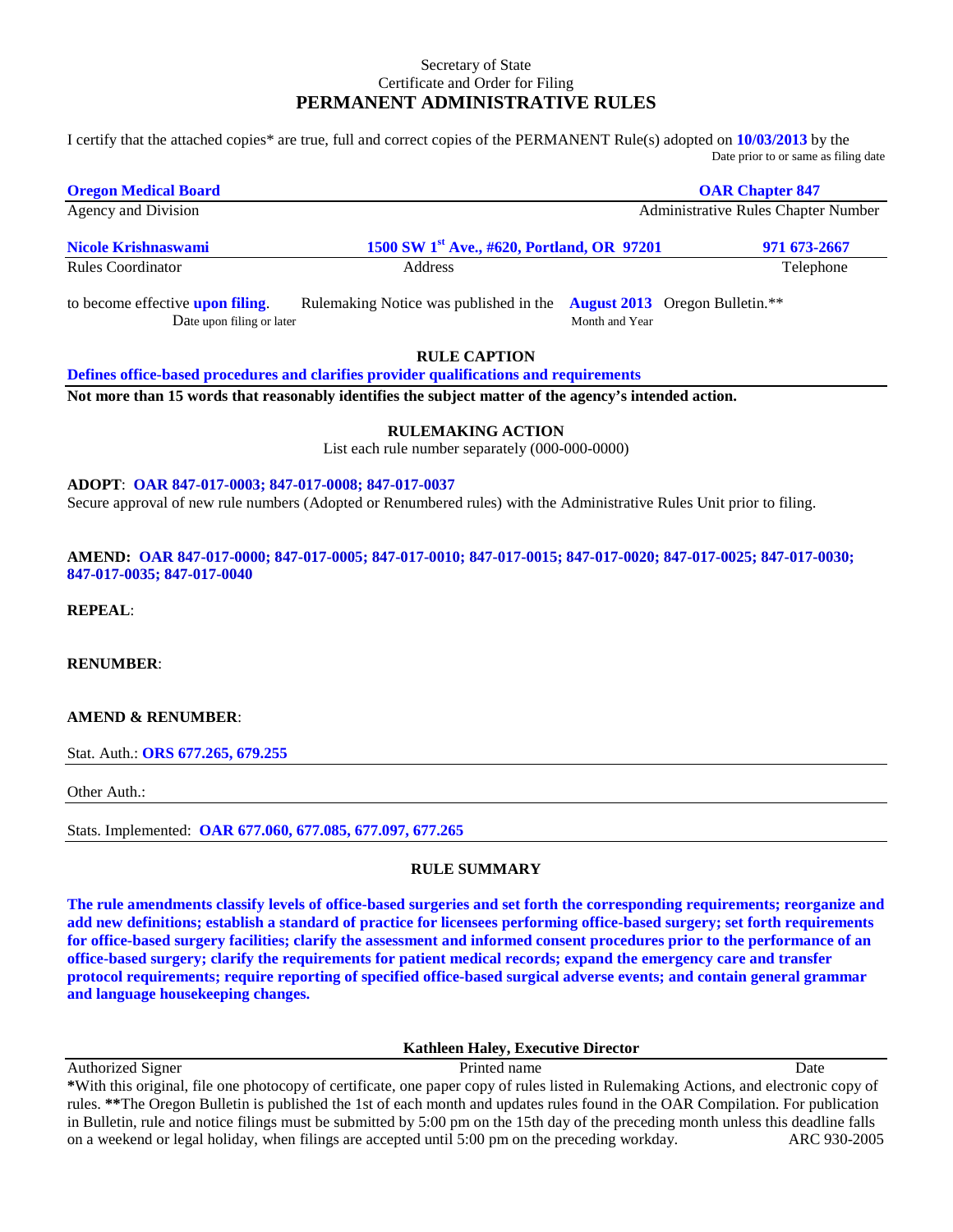Secretary of State
Certificate and Order for Filing
# PERMANENT ADMINISTRATIVE RULES

I certify that the attached copies* are true, full and correct copies of the PERMANENT Rule(s) adopted on **10/03/2013** by the
Date prior to or same as filing date

| **Oregon Medical Board** | **OAR Chapter 847** |
|---|---|
| Agency and Division | Administrative Rules Chapter Number |

| **Nicole Krishnaswami** | **1500 SW 1st Ave., #620, Portland, OR 97201** | **971 673-2667** |
|---|---|---|
| Rules Coordinator | Address | Telephone |

to become effective **upon filing**. Rulemaking Notice was published in the **August 2013** Oregon Bulletin.**
Date upon filing or later — Month and Year

### RULE CAPTION

**Defines office-based procedures and clarifies provider qualifications and requirements**

**Not more than 15 words that reasonably identifies the subject matter of the agency's intended action.**

### RULEMAKING ACTION

List each rule number separately (000-000-0000)

**ADOPT**: **OAR 847-017-0003; 847-017-0008; 847-017-0037**

Secure approval of new rule numbers (Adopted or Renumbered rules) with the Administrative Rules Unit prior to filing.

**AMEND: OAR 847-017-0000; 847-017-0005; 847-017-0010; 847-017-0015; 847-017-0020; 847-017-0025; 847-017-0030; 847-017-0035; 847-017-0040**

**REPEAL**:

**RENUMBER**:

**AMEND & RENUMBER**:

Stat. Auth.: **ORS 677.265, 679.255**

Other Auth.:

Stats. Implemented: **OAR 677.060, 677.085, 677.097, 677.265**

### RULE SUMMARY

**The rule amendments classify levels of office-based surgeries and set forth the corresponding requirements; reorganize and add new definitions; establish a standard of practice for licensees performing office-based surgery; set forth requirements for office-based surgery facilities; clarify the assessment and informed consent procedures prior to the performance of an office-based surgery; clarify the requirements for patient medical records; expand the emergency care and transfer protocol requirements; require reporting of specified office-based surgical adverse events; and contain general grammar and language housekeeping changes.**

| | **Kathleen Haley, Executive Director** | |
|---|---|---|
| Authorized Signer | Printed name | Date |

***With this original, file one photocopy of certificate, one paper copy of rules listed in Rulemaking Actions, and electronic copy of rules. ****The Oregon Bulletin is published the 1st of each month and updates rules found in the OAR Compilation. For publication in Bulletin, rule and notice filings must be submitted by 5:00 pm on the 15th day of the preceding month unless this deadline falls on a weekend or legal holiday, when filings are accepted until 5:00 pm on the preceding workday. ARC 930-2005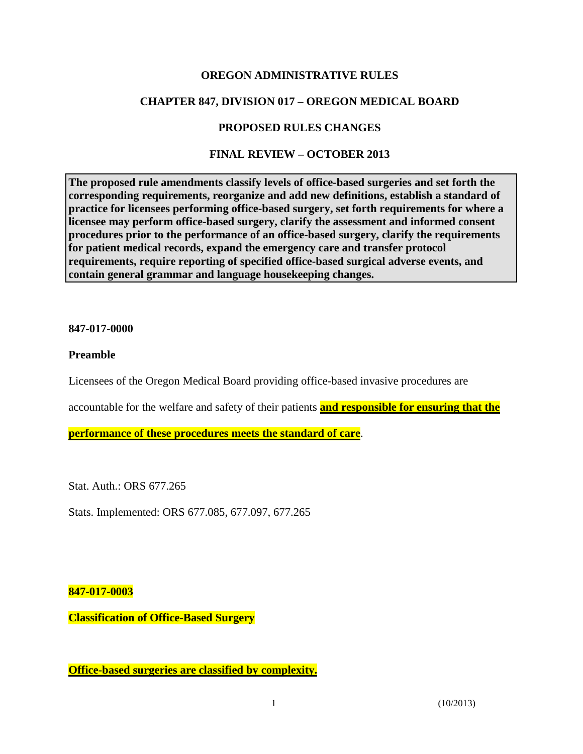**OREGON ADMINISTRATIVE RULES**

**CHAPTER 847, DIVISION 017 – OREGON MEDICAL BOARD**

**PROPOSED RULES CHANGES**

**FINAL REVIEW – OCTOBER 2013**

**The proposed rule amendments classify levels of office-based surgeries and set forth the corresponding requirements, reorganize and add new definitions, establish a standard of practice for licensees performing office-based surgery, set forth requirements for where a licensee may perform office-based surgery, clarify the assessment and informed consent procedures prior to the performance of an office-based surgery, clarify the requirements for patient medical records, expand the emergency care and transfer protocol requirements, require reporting of specified office-based surgical adverse events, and contain general grammar and language housekeeping changes.**

**847-017-0000**

**Preamble**

Licensees of the Oregon Medical Board providing office-based invasive procedures are accountable for the welfare and safety of their patients **and responsible for ensuring that the performance of these procedures meets the standard of care**.

Stat. Auth.: ORS 677.265

Stats. Implemented: ORS 677.085, 677.097, 677.265

**847-017-0003**

**Classification of Office-Based Surgery**

**Office-based surgeries are classified by complexity.**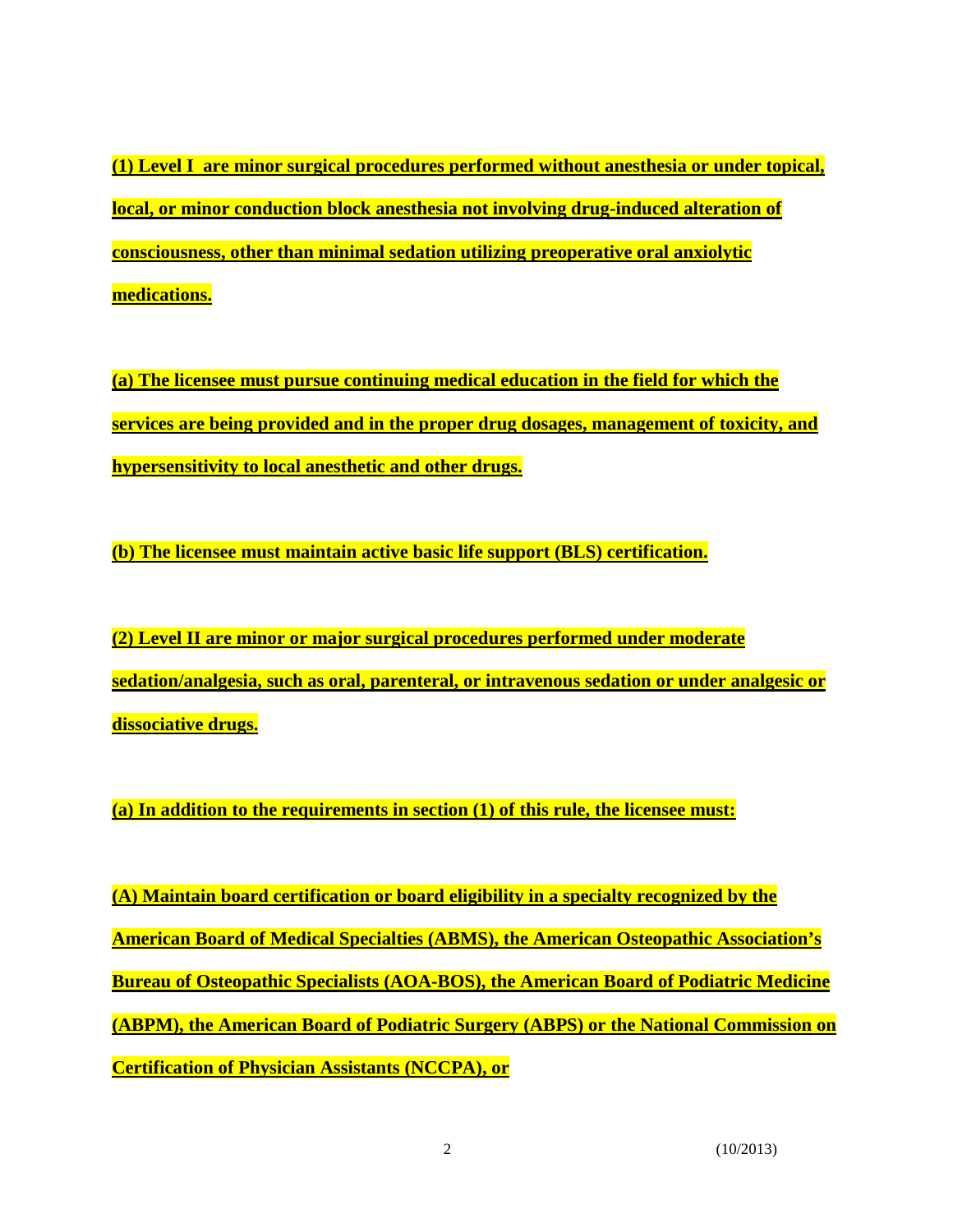**(1) Level I are minor surgical procedures performed without anesthesia or under topical, local, or minor conduction block anesthesia not involving drug-induced alteration of consciousness, other than minimal sedation utilizing preoperative oral anxiolytic medications.**

**(a) The licensee must pursue continuing medical education in the field for which the services are being provided and in the proper drug dosages, management of toxicity, and hypersensitivity to local anesthetic and other drugs.**

**(b) The licensee must maintain active basic life support (BLS) certification.**

**(2) Level II are minor or major surgical procedures performed under moderate sedation/analgesia, such as oral, parenteral, or intravenous sedation or under analgesic or dissociative drugs.**

**(a) In addition to the requirements in section (1) of this rule, the licensee must:**

**(A) Maintain board certification or board eligibility in a specialty recognized by the American Board of Medical Specialties (ABMS), the American Osteopathic Association's Bureau of Osteopathic Specialists (AOA-BOS), the American Board of Podiatric Medicine (ABPM), the American Board of Podiatric Surgery (ABPS) or the National Commission on Certification of Physician Assistants (NCCPA), or**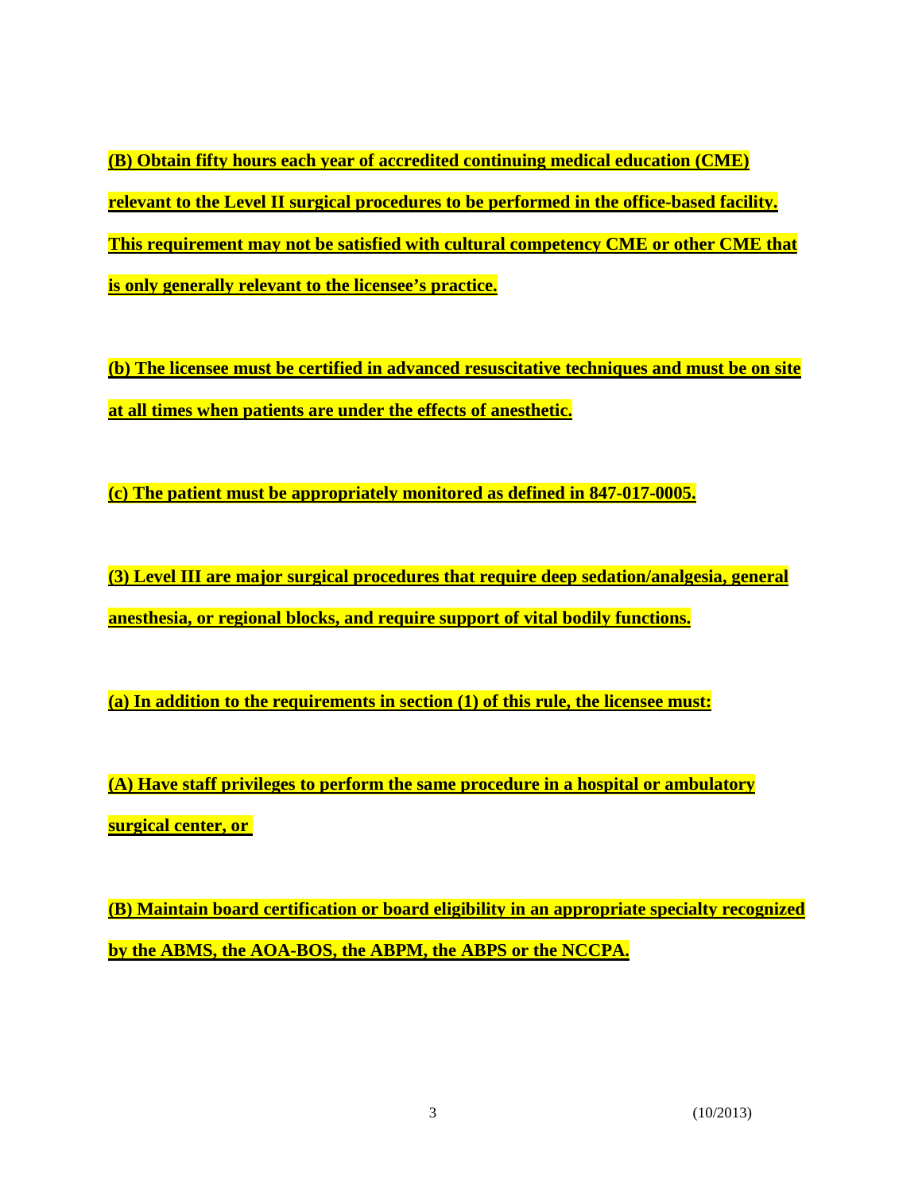**(B) Obtain fifty hours each year of accredited continuing medical education (CME) relevant to the Level II surgical procedures to be performed in the office-based facility. This requirement may not be satisfied with cultural competency CME or other CME that is only generally relevant to the licensee's practice.**

**(b) The licensee must be certified in advanced resuscitative techniques and must be on site at all times when patients are under the effects of anesthetic.**

**(c) The patient must be appropriately monitored as defined in 847-017-0005.**

**(3) Level III are major surgical procedures that require deep sedation/analgesia, general anesthesia, or regional blocks, and require support of vital bodily functions.**

**(a) In addition to the requirements in section (1) of this rule, the licensee must:**

**(A) Have staff privileges to perform the same procedure in a hospital or ambulatory surgical center, or**

**(B) Maintain board certification or board eligibility in an appropriate specialty recognized by the ABMS, the AOA-BOS, the ABPM, the ABPS or the NCCPA.**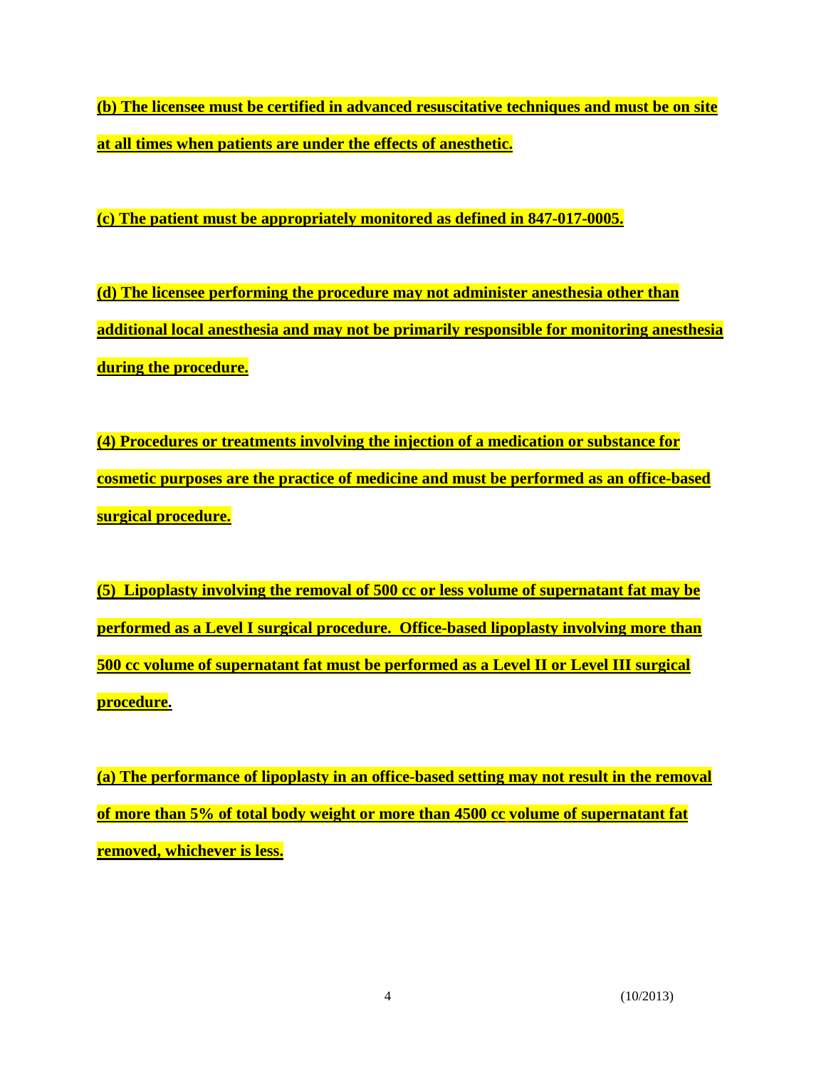**(b) The licensee must be certified in advanced resuscitative techniques and must be on site at all times when patients are under the effects of anesthetic.**

**(c) The patient must be appropriately monitored as defined in 847-017-0005.**

**(d) The licensee performing the procedure may not administer anesthesia other than additional local anesthesia and may not be primarily responsible for monitoring anesthesia during the procedure.**

**(4) Procedures or treatments involving the injection of a medication or substance for cosmetic purposes are the practice of medicine and must be performed as an office-based surgical procedure.**

**(5) Lipoplasty involving the removal of 500 cc or less volume of supernatant fat may be performed as a Level I surgical procedure. Office-based lipoplasty involving more than 500 cc volume of supernatant fat must be performed as a Level II or Level III surgical procedure.**

**(a) The performance of lipoplasty in an office-based setting may not result in the removal of more than 5% of total body weight or more than 4500 cc volume of supernatant fat removed, whichever is less.**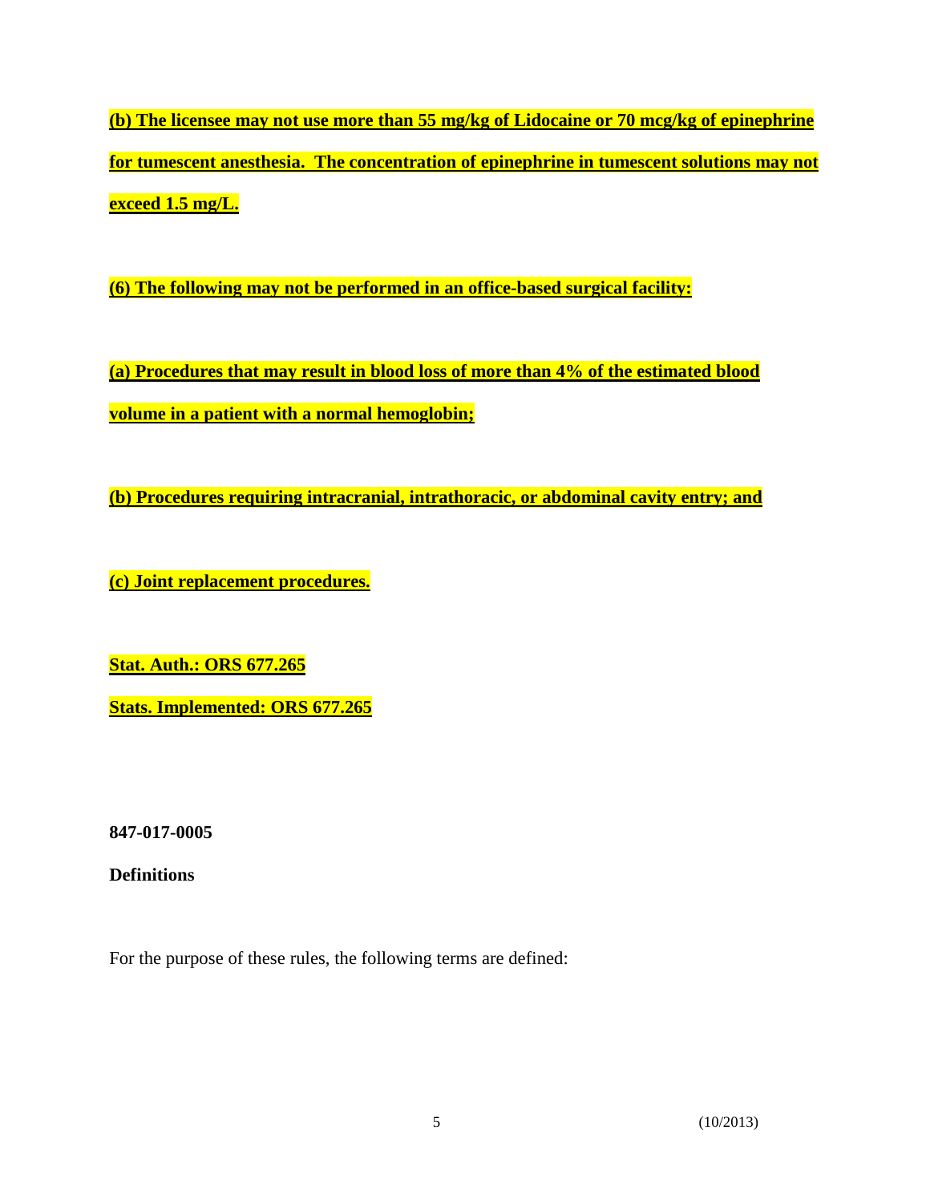**(b) The licensee may not use more than 55 mg/kg of Lidocaine or 70 mcg/kg of epinephrine for tumescent anesthesia. The concentration of epinephrine in tumescent solutions may not exceed 1.5 mg/L.**

**(6) The following may not be performed in an office-based surgical facility:**

**(a) Procedures that may result in blood loss of more than 4% of the estimated blood volume in a patient with a normal hemoglobin;**

**(b) Procedures requiring intracranial, intrathoracic, or abdominal cavity entry; and**

**(c) Joint replacement procedures.**

**Stat. Auth.: ORS 677.265**

**Stats. Implemented: ORS 677.265**

**847-017-0005**

**Definitions**

For the purpose of these rules, the following terms are defined: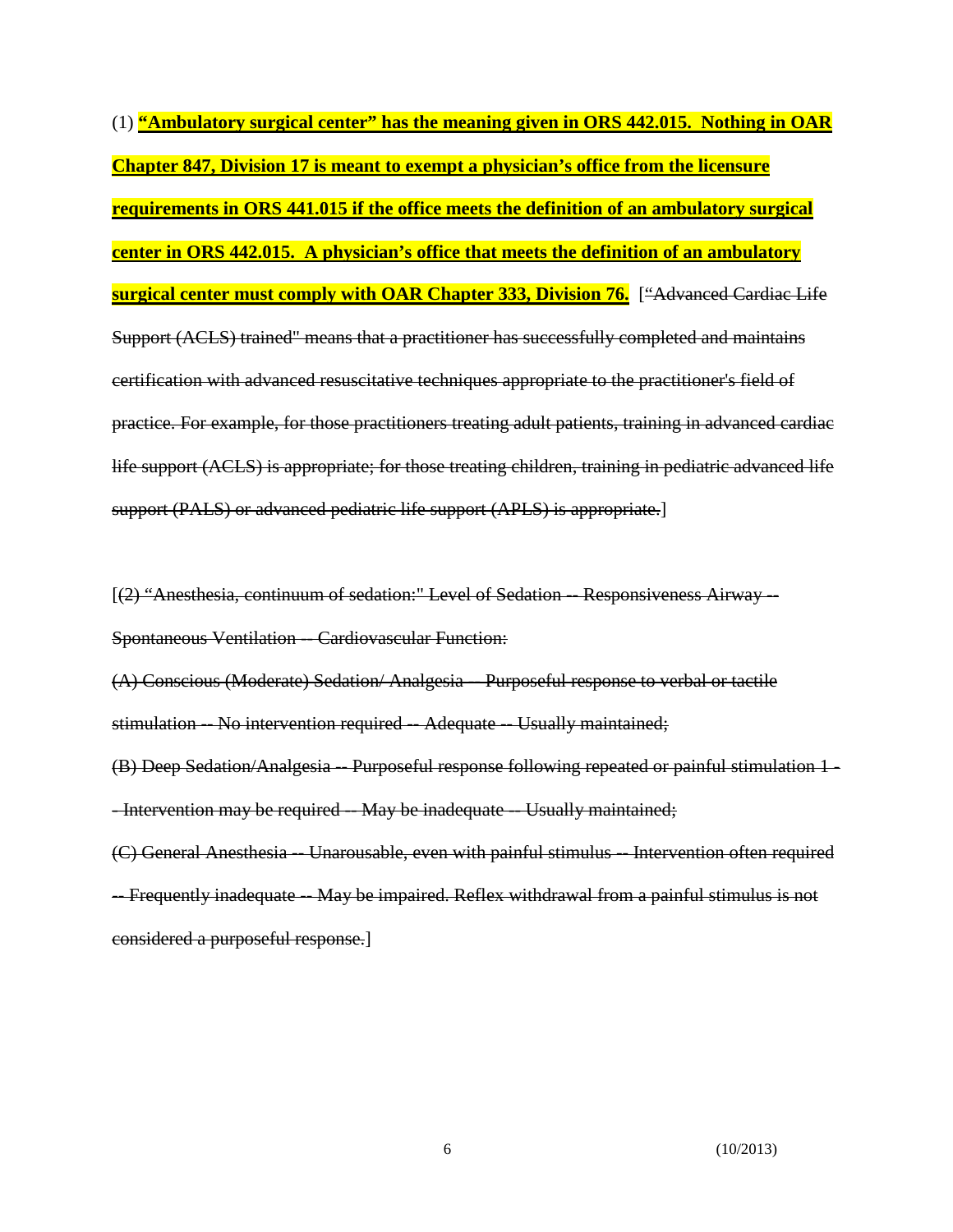(1) **<u>"Ambulatory surgical center" has the meaning given in ORS 442.015. Nothing in OAR Chapter 847, Division 17 is meant to exempt a physician's office from the licensure requirements in ORS 441.015 if the office meets the definition of an ambulatory surgical center in ORS 442.015. A physician's office that meets the definition of an ambulatory surgical center must comply with OAR Chapter 333, Division 76.</u>** [~~"Advanced Cardiac Life Support (ACLS) trained" means that a practitioner has successfully completed and maintains certification with advanced resuscitative techniques appropriate to the practitioner's field of practice. For example, for those practitioners treating adult patients, training in advanced cardiac life support (ACLS) is appropriate; for those treating children, training in pediatric advanced life support (PALS) or advanced pediatric life support (APLS) is appropriate.~~]

[~~(2) "Anesthesia, continuum of sedation:" Level of Sedation -- Responsiveness Airway -- Spontaneous Ventilation -- Cardiovascular Function:~~

~~(A) Conscious (Moderate) Sedation/ Analgesia -- Purposeful response to verbal or tactile stimulation -- No intervention required -- Adequate -- Usually maintained;~~

~~(B) Deep Sedation/Analgesia -- Purposeful response following repeated or painful stimulation 1 -- Intervention may be required -- May be inadequate -- Usually maintained;~~

~~(C) General Anesthesia -- Unarousable, even with painful stimulus -- Intervention often required -- Frequently inadequate -- May be impaired. Reflex withdrawal from a painful stimulus is not considered a purposeful response.~~]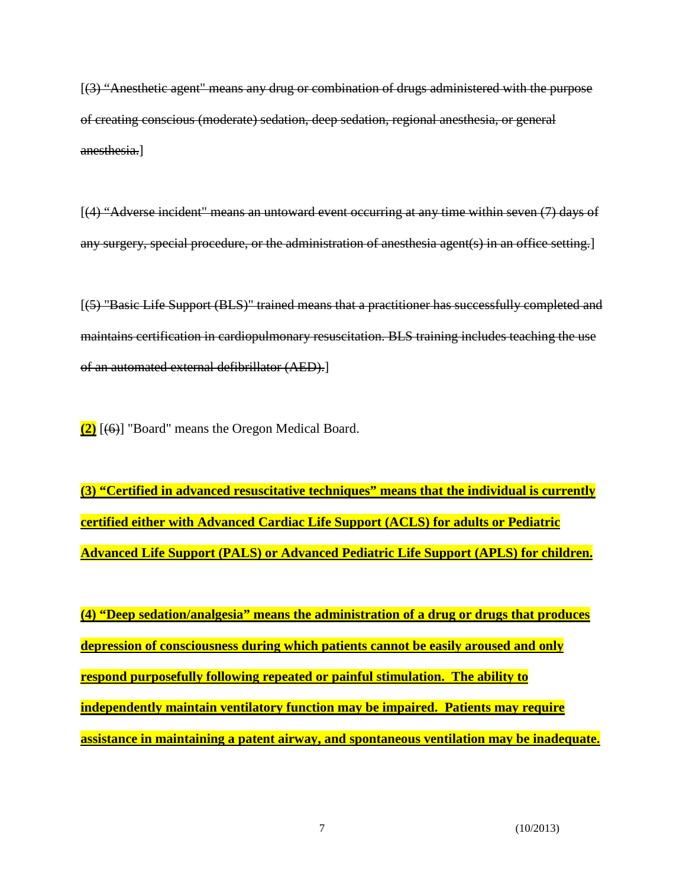[~~(3) "Anesthetic agent" means any drug or combination of drugs administered with the purpose of creating conscious (moderate) sedation, deep sedation, regional anesthesia, or general anesthesia.~~]

[~~(4) "Adverse incident" means an untoward event occurring at any time within seven (7) days of any surgery, special procedure, or the administration of anesthesia agent(s) in an office setting.~~]

[~~(5) "Basic Life Support (BLS)" trained means that a practitioner has successfully completed and maintains certification in cardiopulmonary resuscitation. BLS training includes teaching the use of an automated external defibrillator (AED).~~]

**(2)** [~~(6)~~] "Board" means the Oregon Medical Board.

**(3) "Certified in advanced resuscitative techniques" means that the individual is currently certified either with Advanced Cardiac Life Support (ACLS) for adults or Pediatric Advanced Life Support (PALS) or Advanced Pediatric Life Support (APLS) for children.**

**(4) "Deep sedation/analgesia" means the administration of a drug or drugs that produces depression of consciousness during which patients cannot be easily aroused and only respond purposefully following repeated or painful stimulation. The ability to independently maintain ventilatory function may be impaired. Patients may require assistance in maintaining a patent airway, and spontaneous ventilation may be inadequate.**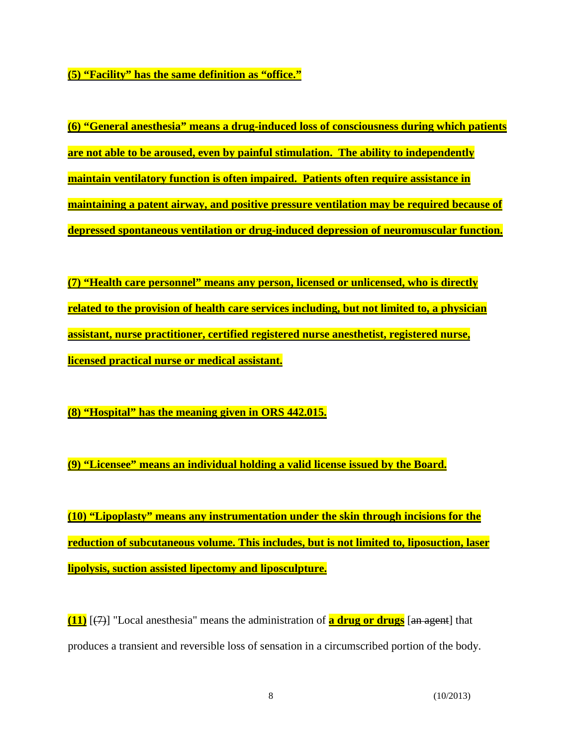**(5) "Facility" has the same definition as "office."**

**(6) "General anesthesia" means a drug-induced loss of consciousness during which patients are not able to be aroused, even by painful stimulation. The ability to independently maintain ventilatory function is often impaired. Patients often require assistance in maintaining a patent airway, and positive pressure ventilation may be required because of depressed spontaneous ventilation or drug-induced depression of neuromuscular function.**

**(7) "Health care personnel" means any person, licensed or unlicensed, who is directly related to the provision of health care services including, but not limited to, a physician assistant, nurse practitioner, certified registered nurse anesthetist, registered nurse, licensed practical nurse or medical assistant.**

**(8) "Hospital" has the meaning given in ORS 442.015.**

**(9) "Licensee" means an individual holding a valid license issued by the Board.**

**(10) "Lipoplasty" means any instrumentation under the skin through incisions for the reduction of subcutaneous volume. This includes, but is not limited to, liposuction, laser lipolysis, suction assisted lipectomy and liposculpture.**

**(11)** [~~(7)~~] "Local anesthesia" means the administration of **a drug or drugs** [~~an agent~~] that produces a transient and reversible loss of sensation in a circumscribed portion of the body.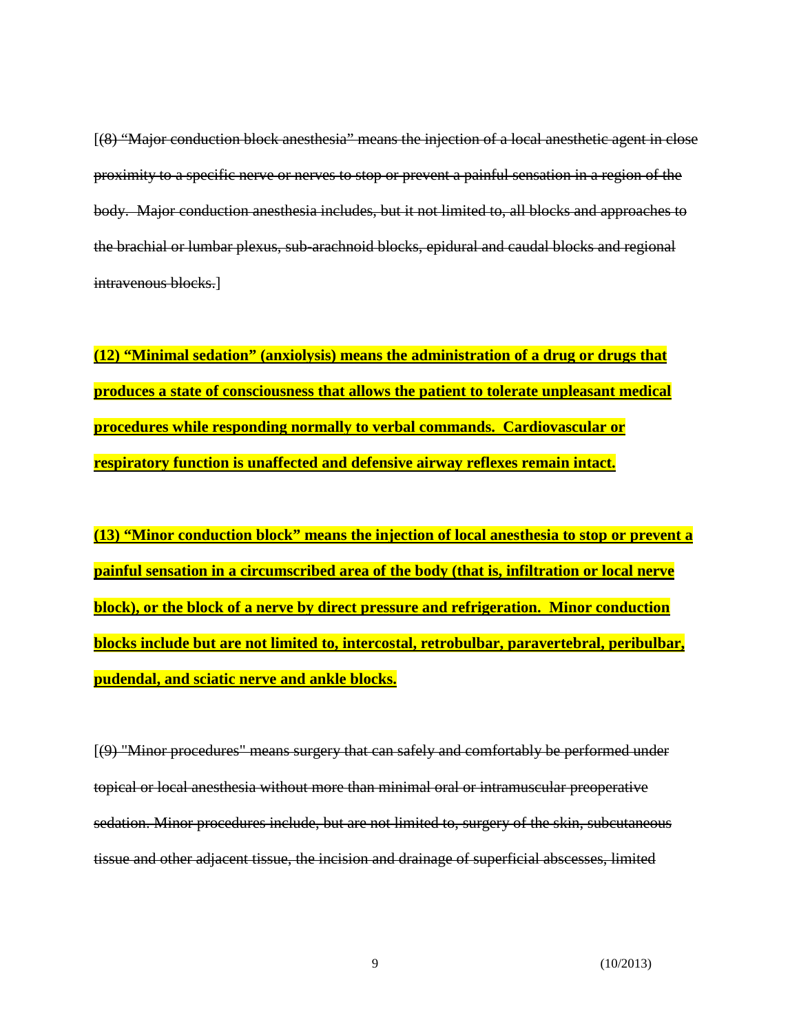[~~(8) "Major conduction block anesthesia" means the injection of a local anesthetic agent in close proximity to a specific nerve or nerves to stop or prevent a painful sensation in a region of the body. Major conduction anesthesia includes, but it not limited to, all blocks and approaches to the brachial or lumbar plexus, sub-arachnoid blocks, epidural and caudal blocks and regional intravenous blocks.~~]

**(12) "Minimal sedation" (anxiolysis) means the administration of a drug or drugs that produces a state of consciousness that allows the patient to tolerate unpleasant medical procedures while responding normally to verbal commands. Cardiovascular or respiratory function is unaffected and defensive airway reflexes remain intact.**

**(13) "Minor conduction block" means the injection of local anesthesia to stop or prevent a painful sensation in a circumscribed area of the body (that is, infiltration or local nerve block), or the block of a nerve by direct pressure and refrigeration. Minor conduction blocks include but are not limited to, intercostal, retrobulbar, paravertebral, peribulbar, pudendal, and sciatic nerve and ankle blocks.**

[~~(9) "Minor procedures" means surgery that can safely and comfortably be performed under topical or local anesthesia without more than minimal oral or intramuscular preoperative sedation. Minor procedures include, but are not limited to, surgery of the skin, subcutaneous tissue and other adjacent tissue, the incision and drainage of superficial abscesses, limited~~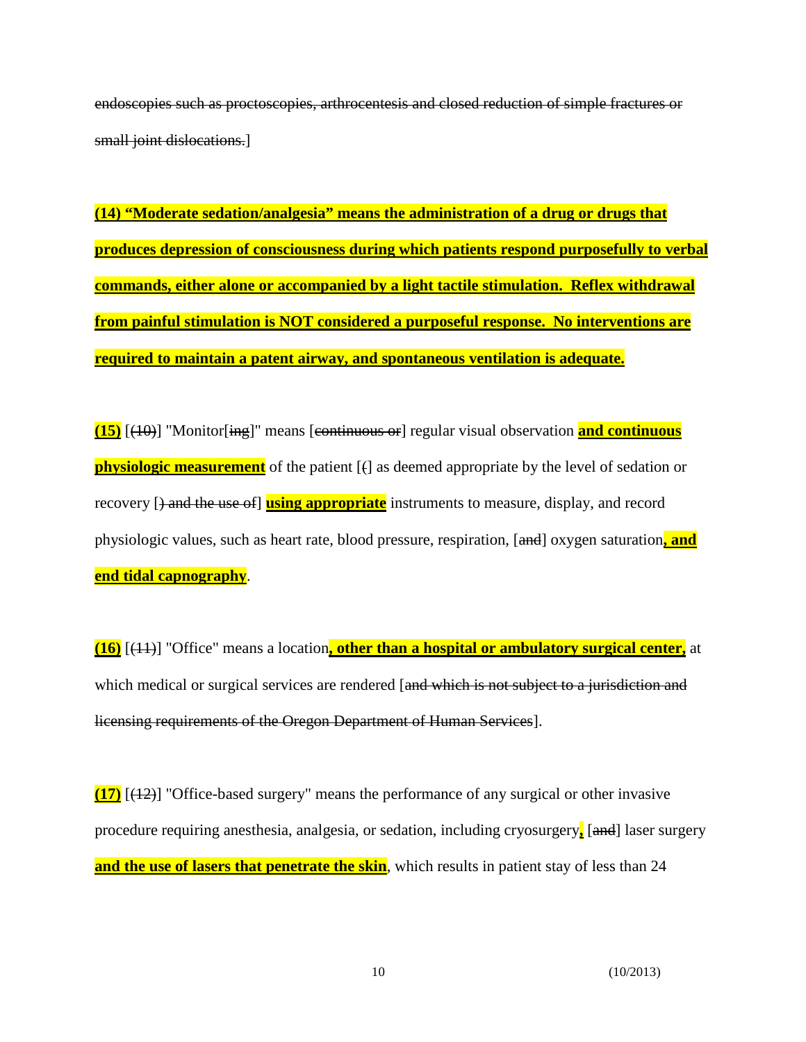~~endoscopies such as proctoscopies, arthrocentesis and closed reduction of simple fractures or small joint dislocations.~~]

**(14) "Moderate sedation/analgesia" means the administration of a drug or drugs that produces depression of consciousness during which patients respond purposefully to verbal commands, either alone or accompanied by a light tactile stimulation. Reflex withdrawal from painful stimulation is NOT considered a purposeful response. No interventions are required to maintain a patent airway, and spontaneous ventilation is adequate.**

**(15)** [~~(10)~~] "Monitor[~~ing~~]" means [~~continuous or~~] regular visual observation **and continuous physiologic measurement** of the patient [~~(~~] as deemed appropriate by the level of sedation or recovery [~~) and the use of~~] **using appropriate** instruments to measure, display, and record physiologic values, such as heart rate, blood pressure, respiration, [~~and~~] oxygen saturation**, and end tidal capnography**.

**(16)** [~~(11)~~] "Office" means a location**, other than a hospital or ambulatory surgical center,** at which medical or surgical services are rendered [~~and which is not subject to a jurisdiction and licensing requirements of the Oregon Department of Human Services~~].

**(17)** [~~(12)~~] "Office-based surgery" means the performance of any surgical or other invasive procedure requiring anesthesia, analgesia, or sedation, including cryosurgery**,** [~~and~~] laser surgery **and the use of lasers that penetrate the skin**, which results in patient stay of less than 24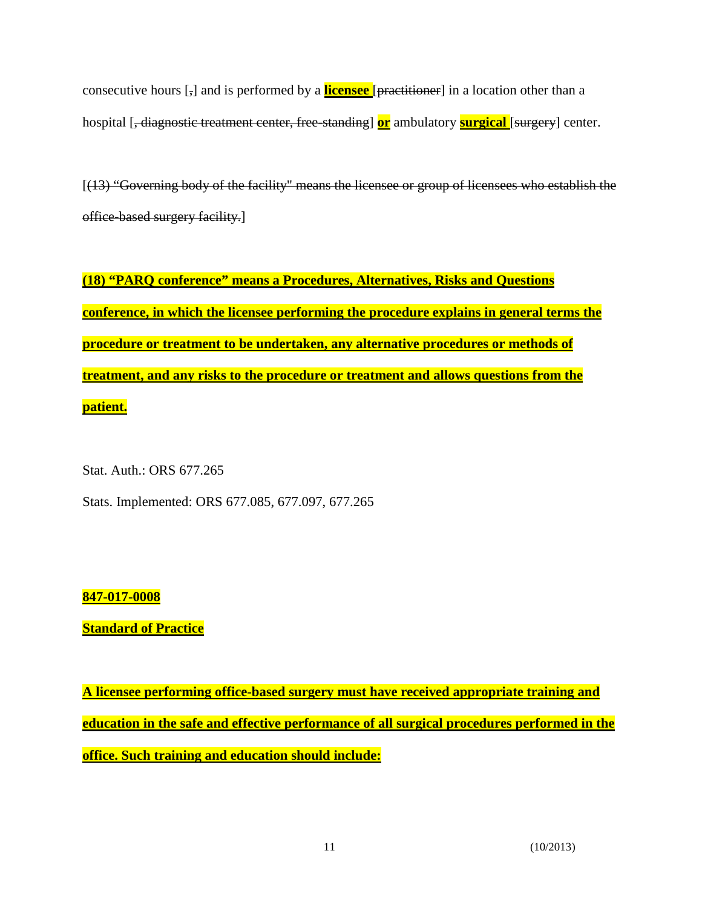consecutive hours [~~,~~] and is performed by a **licensee** [~~practitioner~~] in a location other than a hospital [~~, diagnostic treatment center, free-standing~~] **or** ambulatory **surgical** [~~surgery~~] center.

[~~(13) "Governing body of the facility" means the licensee or group of licensees who establish the office-based surgery facility.~~]

**(18) "PARQ conference" means a Procedures, Alternatives, Risks and Questions conference, in which the licensee performing the procedure explains in general terms the procedure or treatment to be undertaken, any alternative procedures or methods of treatment, and any risks to the procedure or treatment and allows questions from the patient.**

Stat. Auth.: ORS 677.265

Stats. Implemented: ORS 677.085, 677.097, 677.265

**847-017-0008**

**Standard of Practice**

**A licensee performing office-based surgery must have received appropriate training and education in the safe and effective performance of all surgical procedures performed in the office. Such training and education should include:**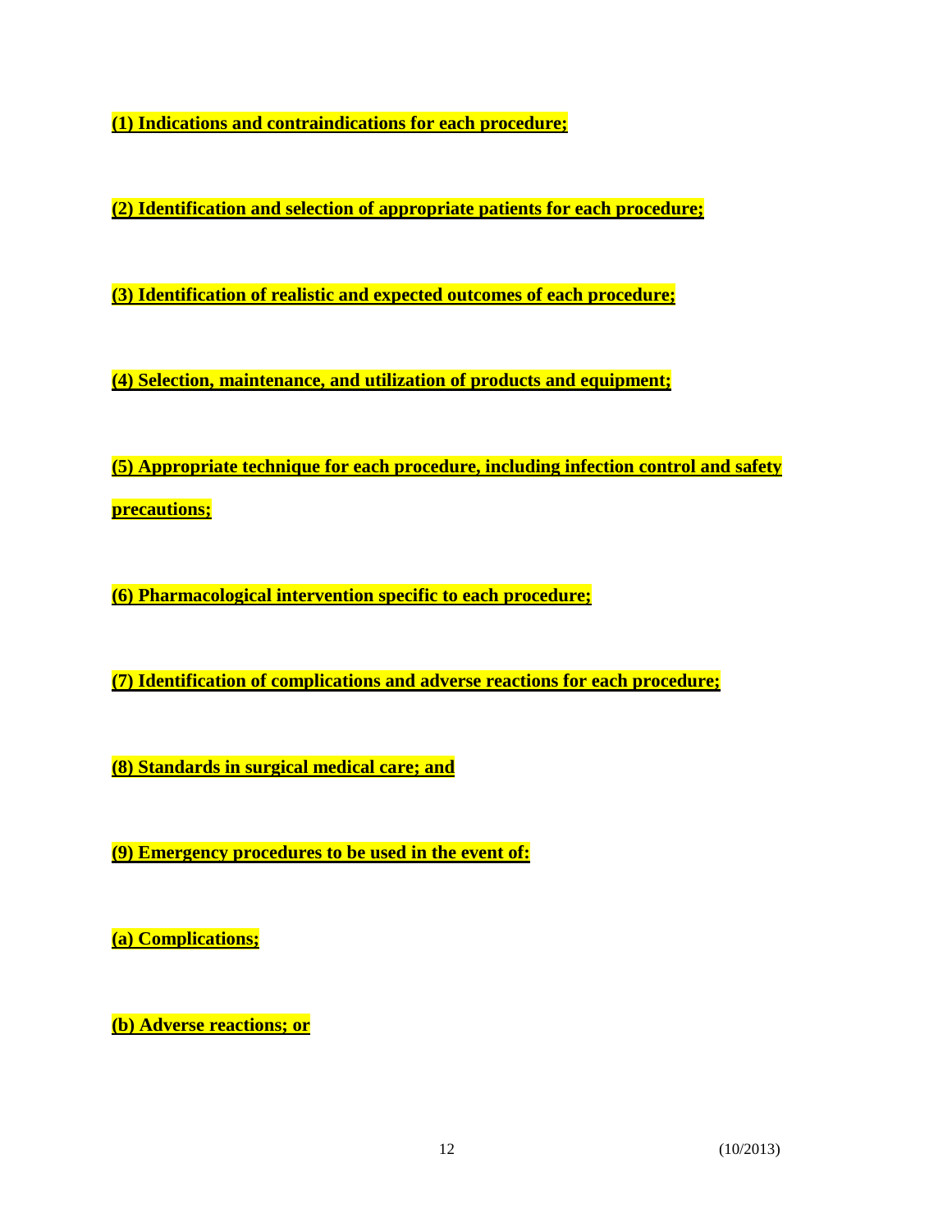**(1) Indications and contraindications for each procedure;**

**(2) Identification and selection of appropriate patients for each procedure;**

**(3) Identification of realistic and expected outcomes of each procedure;**

**(4) Selection, maintenance, and utilization of products and equipment;**

**(5) Appropriate technique for each procedure, including infection control and safety precautions;**

**(6) Pharmacological intervention specific to each procedure;**

**(7) Identification of complications and adverse reactions for each procedure;**

**(8) Standards in surgical medical care; and**

**(9) Emergency procedures to be used in the event of:**

**(a) Complications;**

**(b) Adverse reactions; or**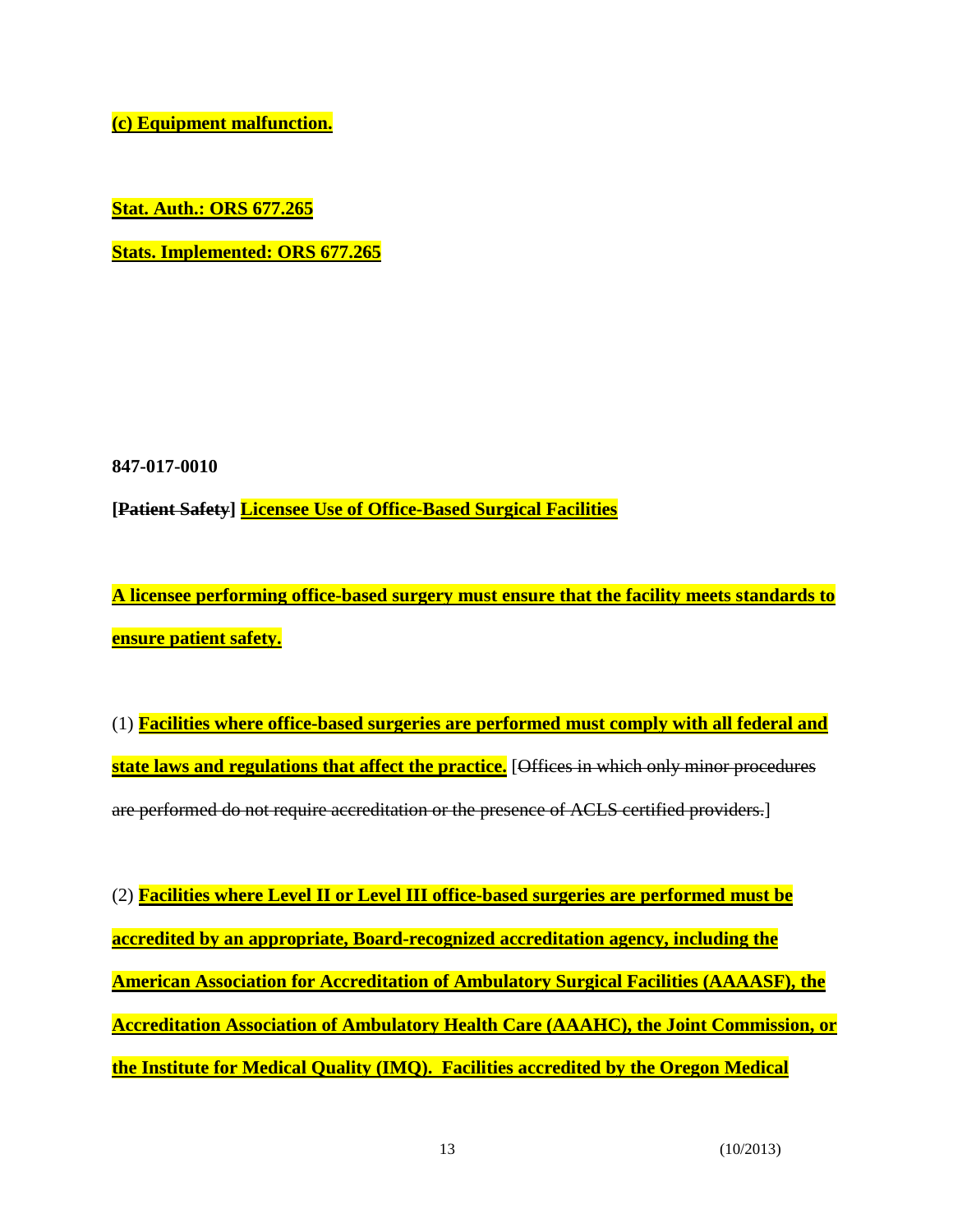**(c) Equipment malfunction.**

**Stat. Auth.: ORS 677.265**

**Stats. Implemented: ORS 677.265**

**847-017-0010**

**[~~Patient Safety~~] Licensee Use of Office-Based Surgical Facilities**

**A licensee performing office-based surgery must ensure that the facility meets standards to ensure patient safety.**

(1) **Facilities where office-based surgeries are performed must comply with all federal and state laws and regulations that affect the practice.** [~~Offices in which only minor procedures are performed do not require accreditation or the presence of ACLS certified providers.~~]

(2) **Facilities where Level II or Level III office-based surgeries are performed must be accredited by an appropriate, Board-recognized accreditation agency, including the American Association for Accreditation of Ambulatory Surgical Facilities (AAAASF), the Accreditation Association of Ambulatory Health Care (AAAHC), the Joint Commission, or the Institute for Medical Quality (IMQ). Facilities accredited by the Oregon Medical**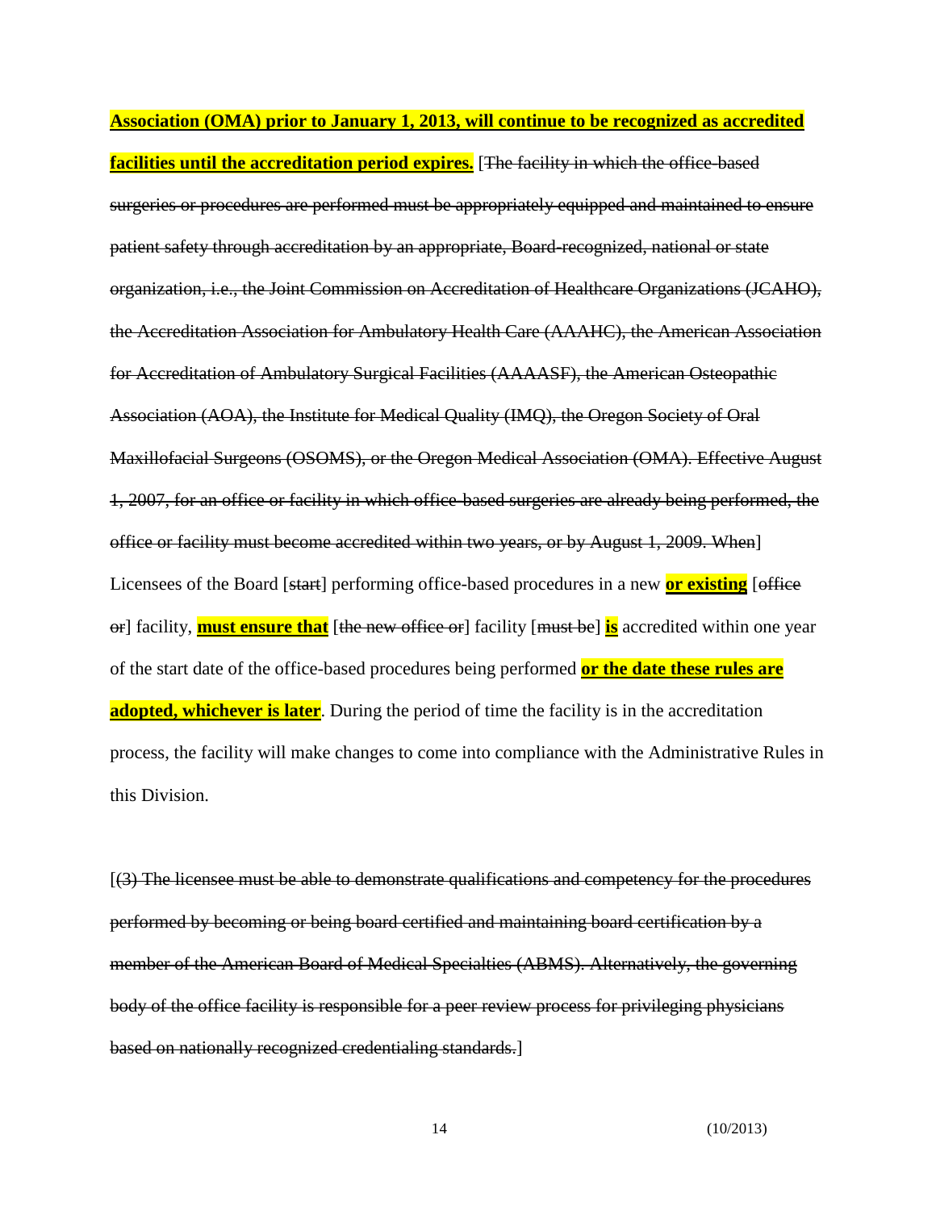**Association (OMA) prior to January 1, 2013, will continue to be recognized as accredited facilities until the accreditation period expires.** [~~The facility in which the office-based surgeries or procedures are performed must be appropriately equipped and maintained to ensure patient safety through accreditation by an appropriate, Board-recognized, national or state organization, i.e., the Joint Commission on Accreditation of Healthcare Organizations (JCAHO), the Accreditation Association for Ambulatory Health Care (AAAHC), the American Association for Accreditation of Ambulatory Surgical Facilities (AAAASF), the American Osteopathic Association (AOA), the Institute for Medical Quality (IMQ), the Oregon Society of Oral Maxillofacial Surgeons (OSOMS), or the Oregon Medical Association (OMA). Effective August 1, 2007, for an office or facility in which office-based surgeries are already being performed, the office or facility must become accredited within two years, or by August 1, 2009. When~~] Licensees of the Board [~~start~~] performing office-based procedures in a new **or existing** [~~office or~~] facility, **must ensure that** [~~the new office or~~] facility [~~must be~~] **is** accredited within one year of the start date of the office-based procedures being performed **or the date these rules are adopted, whichever is later**. During the period of time the facility is in the accreditation process, the facility will make changes to come into compliance with the Administrative Rules in this Division.

[~~(3) The licensee must be able to demonstrate qualifications and competency for the procedures performed by becoming or being board certified and maintaining board certification by a member of the American Board of Medical Specialties (ABMS). Alternatively, the governing body of the office facility is responsible for a peer review process for privileging physicians based on nationally recognized credentialing standards.~~]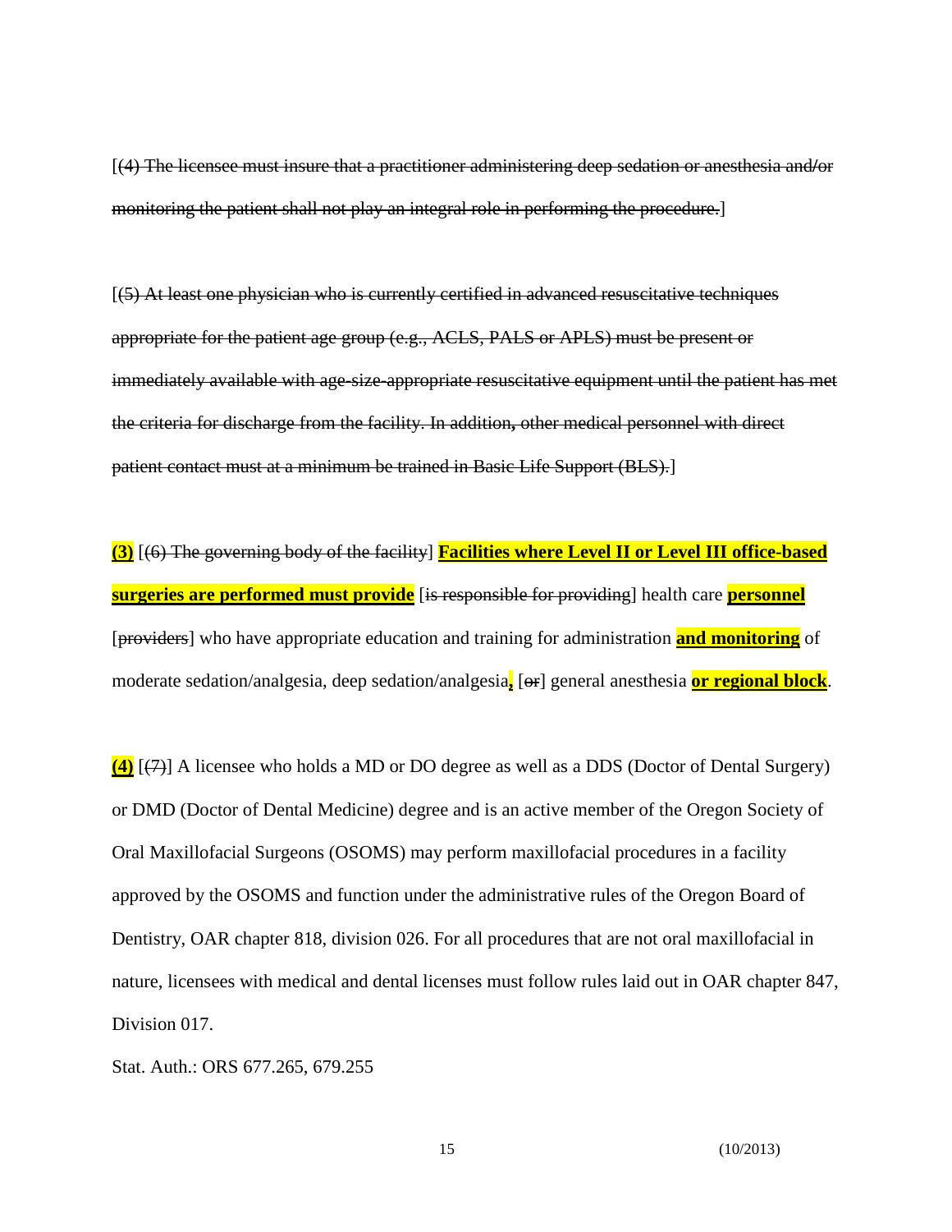[~~(4) The licensee must insure that a practitioner administering deep sedation or anesthesia and/or monitoring the patient shall not play an integral role in performing the procedure.~~]

[~~(5) At least one physician who is currently certified in advanced resuscitative techniques appropriate for the patient age group (e.g., ACLS, PALS or APLS) must be present or immediately available with age-size-appropriate resuscitative equipment until the patient has met the criteria for discharge from the facility. In addition, other medical personnel with direct patient contact must at a minimum be trained in Basic Life Support (BLS).~~]

**(3)** [~~(6) The governing body of the facility~~] **Facilities where Level II or Level III office-based surgeries are performed must provide** [~~is responsible for providing~~] health care **personnel** [~~providers~~] who have appropriate education and training for administration **and monitoring** of moderate sedation/analgesia, deep sedation/analgesia**,** [~~or~~] general anesthesia **or regional block**.

**(4)** [~~(7)~~] A licensee who holds a MD or DO degree as well as a DDS (Doctor of Dental Surgery) or DMD (Doctor of Dental Medicine) degree and is an active member of the Oregon Society of Oral Maxillofacial Surgeons (OSOMS) may perform maxillofacial procedures in a facility approved by the OSOMS and function under the administrative rules of the Oregon Board of Dentistry, OAR chapter 818, division 026. For all procedures that are not oral maxillofacial in nature, licensees with medical and dental licenses must follow rules laid out in OAR chapter 847, Division 017.

Stat. Auth.: ORS 677.265, 679.255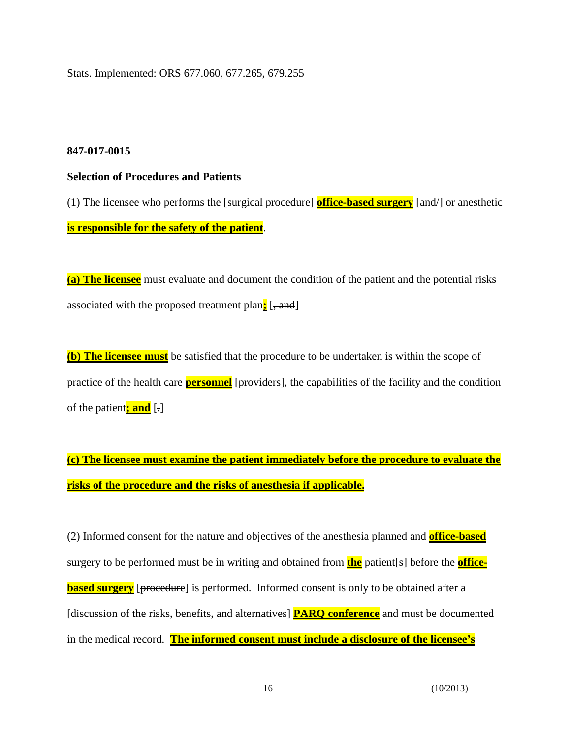Stats. Implemented: ORS 677.060, 677.265, 679.255

**847-017-0015**

**Selection of Procedures and Patients**

(1) The licensee who performs the [~~surgical procedure~~] **<u>office-based surgery</u>** [~~and/~~] or anesthetic **<u>is responsible for the safety of the patient</u>**.

**<u>(a) The licensee</u>** must evaluate and document the condition of the patient and the potential risks associated with the proposed treatment plan**<u>;</u>** [~~, and~~]

**<u>(b) The licensee must</u>** be satisfied that the procedure to be undertaken is within the scope of practice of the health care **<u>personnel</u>** [~~providers~~], the capabilities of the facility and the condition of the patient**<u>; and</u>** [~~.~~]

**<u>(c) The licensee must examine the patient immediately before the procedure to evaluate the risks of the procedure and the risks of anesthesia if applicable.</u>**

(2) Informed consent for the nature and objectives of the anesthesia planned and **<u>office-based</u>** surgery to be performed must be in writing and obtained from **<u>the</u>** patient[~~s~~] before the **<u>office-based surgery</u>** [~~procedure~~] is performed. Informed consent is only to be obtained after a [~~discussion of the risks, benefits, and alternatives~~] **<u>PARQ conference</u>** and must be documented in the medical record. **<u>The informed consent must include a disclosure of the licensee's</u>**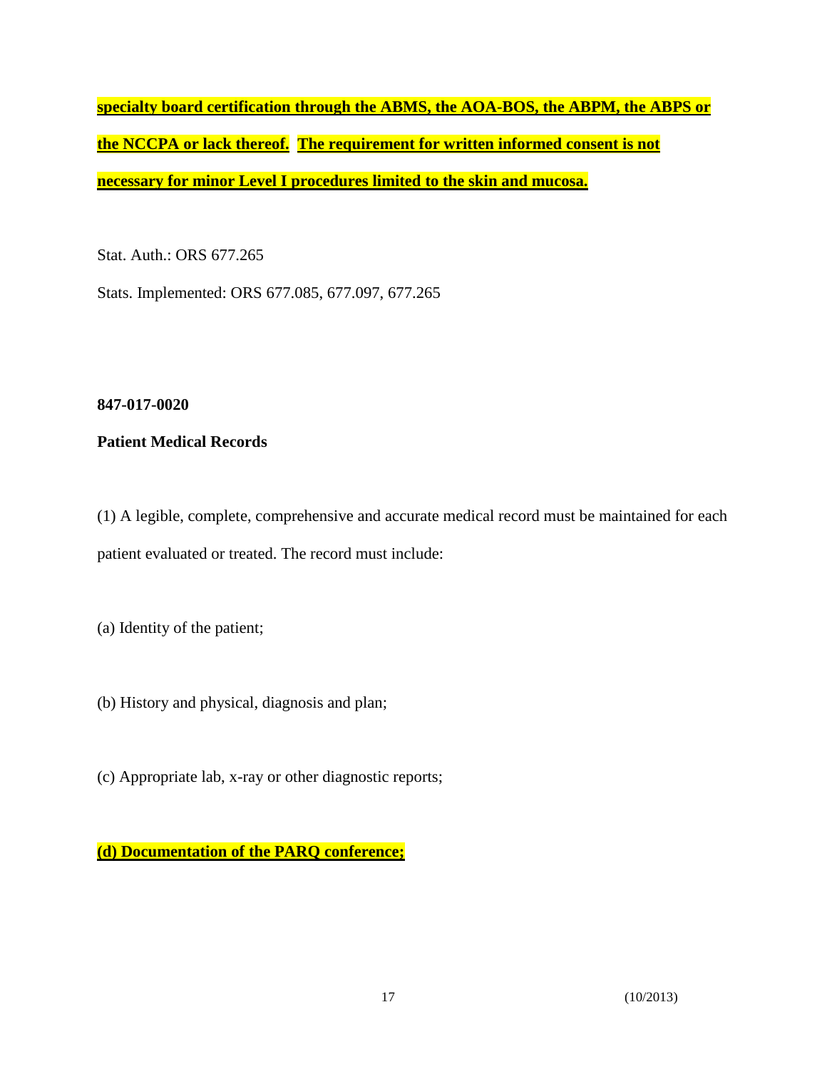**specialty board certification through the ABMS, the AOA-BOS, the ABPM, the ABPS or the NCCPA or lack thereof.** **The requirement for written informed consent is not necessary for minor Level I procedures limited to the skin and mucosa.**

Stat. Auth.: ORS 677.265

Stats. Implemented: ORS 677.085, 677.097, 677.265

**847-017-0020**

**Patient Medical Records**

(1) A legible, complete, comprehensive and accurate medical record must be maintained for each patient evaluated or treated. The record must include:

(a) Identity of the patient;

(b) History and physical, diagnosis and plan;

(c) Appropriate lab, x-ray or other diagnostic reports;

**(d) Documentation of the PARQ conference;**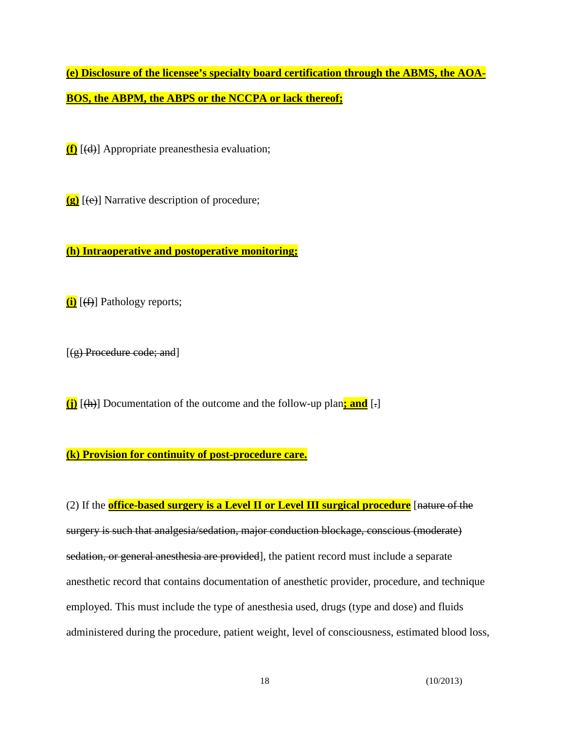**(e) Disclosure of the licensee's specialty board certification through the ABMS, the AOA-BOS, the ABPM, the ABPS or the NCCPA or lack thereof;**

**(f)** [~~(d)~~] Appropriate preanesthesia evaluation;

**(g)** [~~(e)~~] Narrative description of procedure;

**(h) Intraoperative and postoperative monitoring;**

**(i)** [~~(f)~~] Pathology reports;

[~~(g) Procedure code; and~~]

**(j)** [~~(h)~~] Documentation of the outcome and the follow-up plan**; and** [~~.~~]

**(k) Provision for continuity of post-procedure care.**

(2) If the **office-based surgery is a Level II or Level III surgical procedure** [~~nature of the surgery is such that analgesia/sedation, major conduction blockage, conscious (moderate) sedation, or general anesthesia are provided~~], the patient record must include a separate anesthetic record that contains documentation of anesthetic provider, procedure, and technique employed. This must include the type of anesthesia used, drugs (type and dose) and fluids administered during the procedure, patient weight, level of consciousness, estimated blood loss,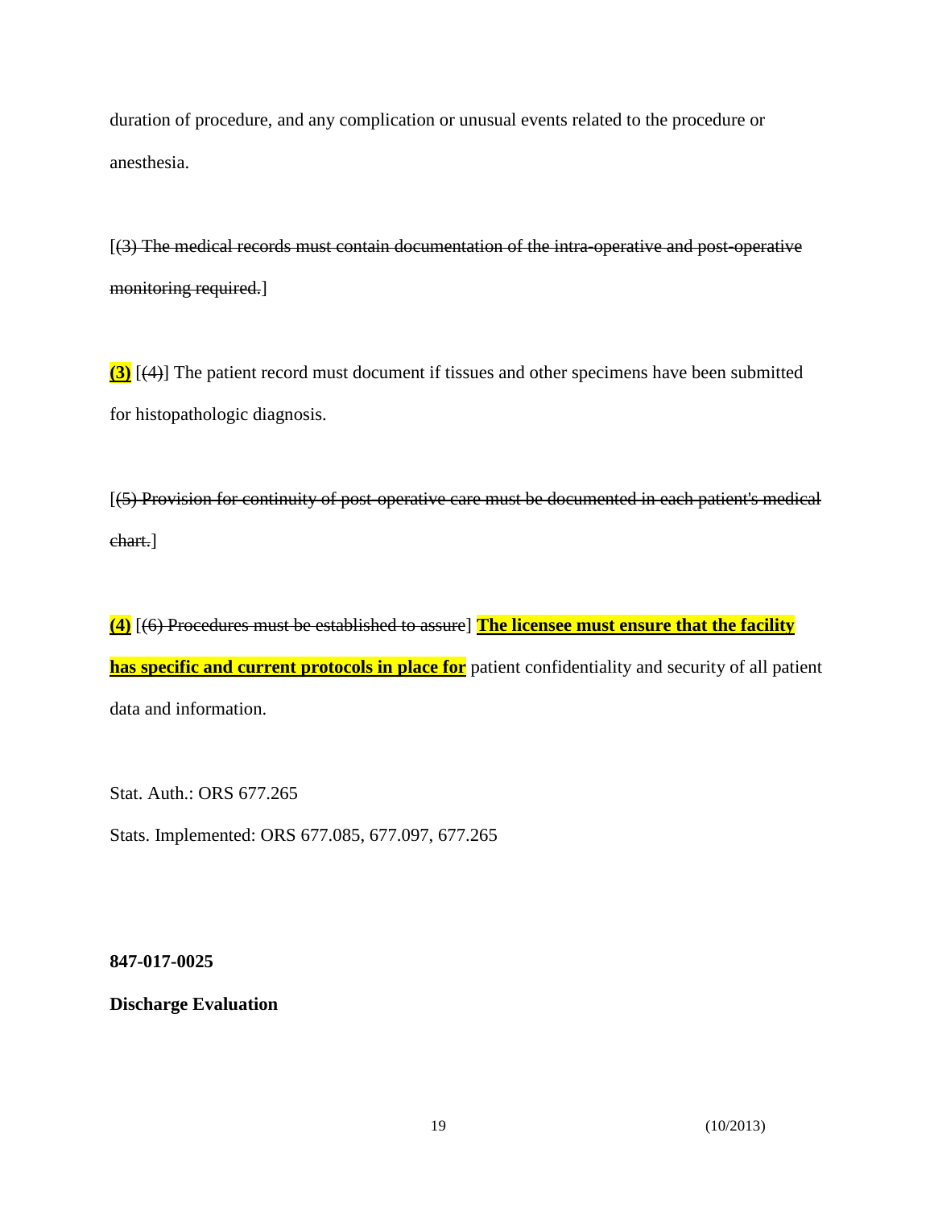duration of procedure, and any complication or unusual events related to the procedure or anesthesia.

[~~(3) The medical records must contain documentation of the intra-operative and post-operative monitoring required.~~]

**(3)** [~~(4)~~] The patient record must document if tissues and other specimens have been submitted for histopathologic diagnosis.

[~~(5) Provision for continuity of post-operative care must be documented in each patient's medical chart.~~]

**(4)** [~~(6) Procedures must be established to assure~~] **The licensee must ensure that the facility has specific and current protocols in place for** patient confidentiality and security of all patient data and information.

Stat. Auth.: ORS 677.265

Stats. Implemented: ORS 677.085, 677.097, 677.265

**847-017-0025**

**Discharge Evaluation**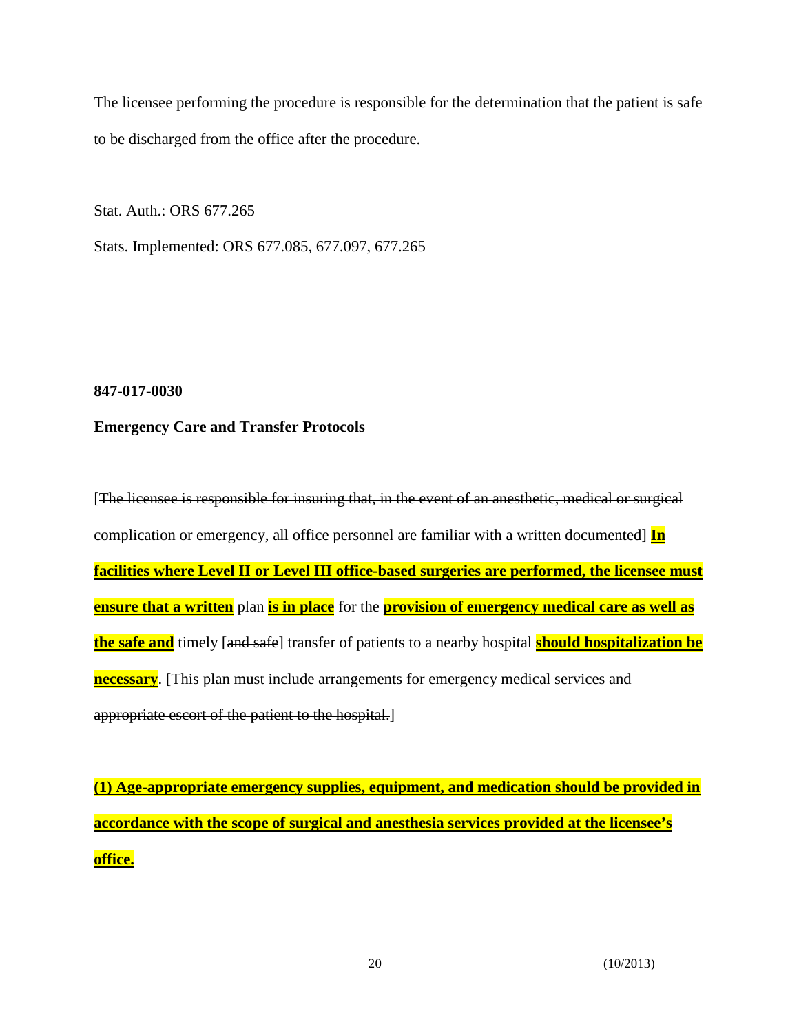The licensee performing the procedure is responsible for the determination that the patient is safe to be discharged from the office after the procedure.

Stat. Auth.: ORS 677.265

Stats. Implemented: ORS 677.085, 677.097, 677.265

**847-017-0030**

**Emergency Care and Transfer Protocols**

[~~The licensee is responsible for insuring that, in the event of an anesthetic, medical or surgical complication or emergency, all office personnel are familiar with a written documented~~] **<u>In facilities where Level II or Level III office-based surgeries are performed, the licensee must ensure that a written</u>** plan **<u>is in place</u>** for the **<u>provision of emergency medical care as well as the safe and</u>** timely [~~and safe~~] transfer of patients to a nearby hospital **<u>should hospitalization be necessary</u>**. [~~This plan must include arrangements for emergency medical services and appropriate escort of the patient to the hospital.~~]

**<u>(1) Age-appropriate emergency supplies, equipment, and medication should be provided in accordance with the scope of surgical and anesthesia services provided at the licensee's office.</u>**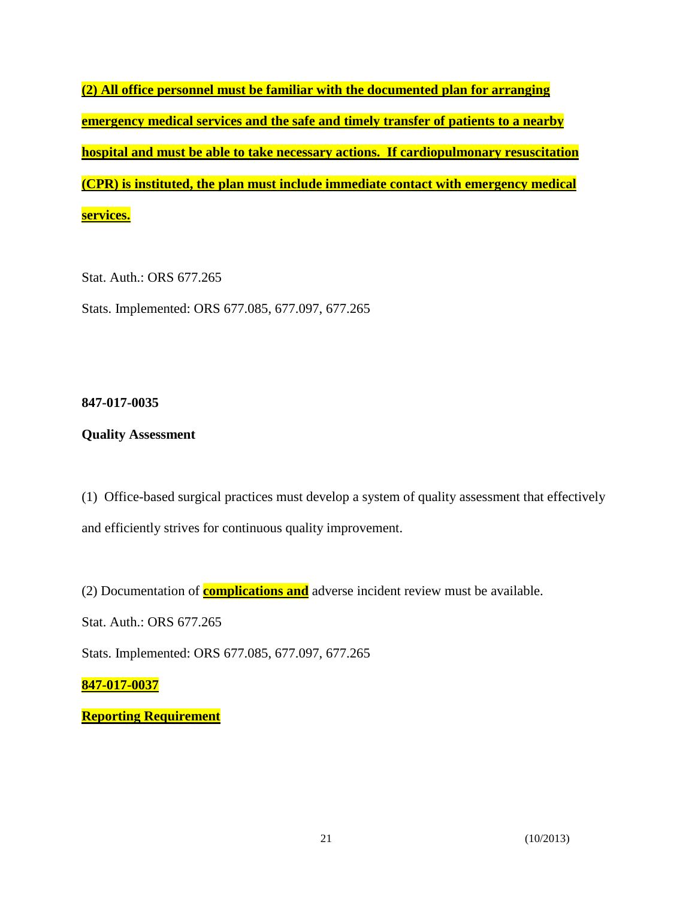**(2) All office personnel must be familiar with the documented plan for arranging emergency medical services and the safe and timely transfer of patients to a nearby hospital and must be able to take necessary actions. If cardiopulmonary resuscitation (CPR) is instituted, the plan must include immediate contact with emergency medical services.**

Stat. Auth.: ORS 677.265

Stats. Implemented: ORS 677.085, 677.097, 677.265

**847-017-0035**

**Quality Assessment**

(1) Office-based surgical practices must develop a system of quality assessment that effectively and efficiently strives for continuous quality improvement.

(2) Documentation of **complications and** adverse incident review must be available.

Stat. Auth.: ORS 677.265

Stats. Implemented: ORS 677.085, 677.097, 677.265

**847-017-0037**

**Reporting Requirement**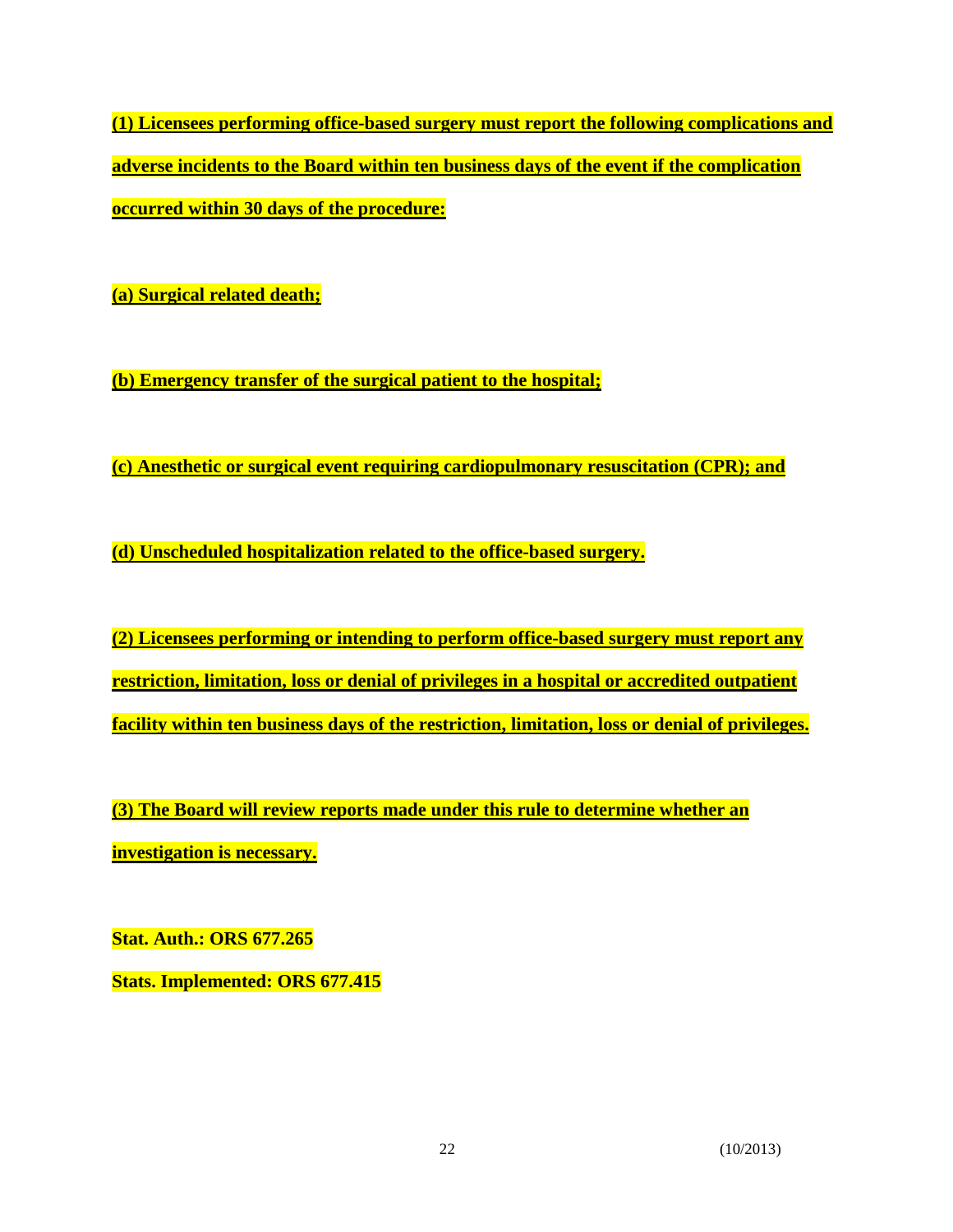**(1) Licensees performing office-based surgery must report the following complications and adverse incidents to the Board within ten business days of the event if the complication occurred within 30 days of the procedure:**

**(a) Surgical related death;**

**(b) Emergency transfer of the surgical patient to the hospital;**

**(c) Anesthetic or surgical event requiring cardiopulmonary resuscitation (CPR); and**

**(d) Unscheduled hospitalization related to the office-based surgery.**

**(2) Licensees performing or intending to perform office-based surgery must report any restriction, limitation, loss or denial of privileges in a hospital or accredited outpatient facility within ten business days of the restriction, limitation, loss or denial of privileges.**

**(3) The Board will review reports made under this rule to determine whether an investigation is necessary.**

**Stat. Auth.: ORS 677.265**

**Stats. Implemented: ORS 677.415**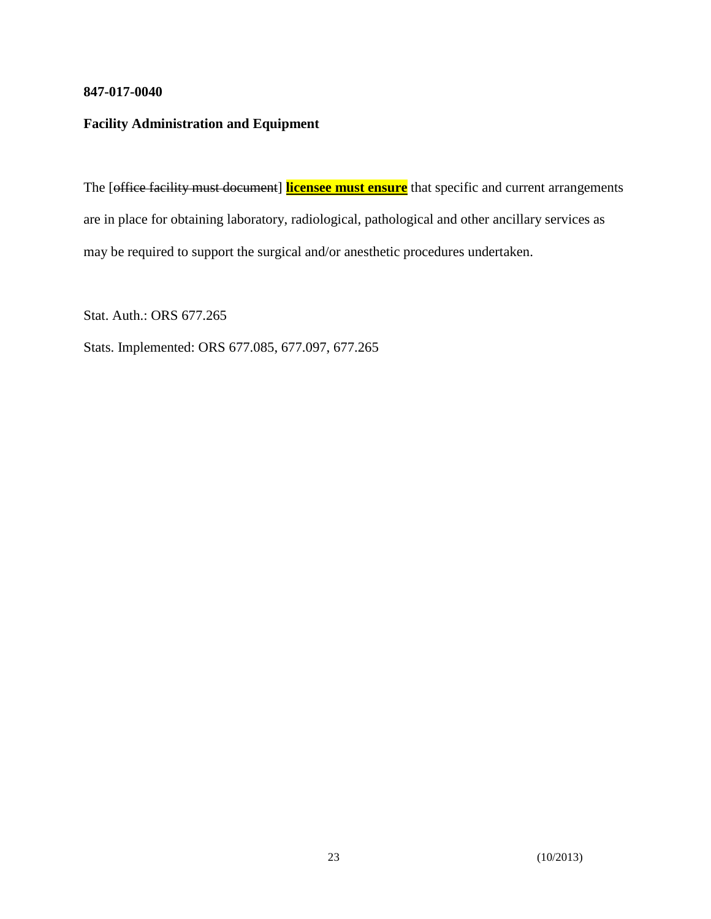**847-017-0040**

**Facility Administration and Equipment**

The [~~office facility must document~~] **licensee must ensure** that specific and current arrangements are in place for obtaining laboratory, radiological, pathological and other ancillary services as may be required to support the surgical and/or anesthetic procedures undertaken.

Stat. Auth.: ORS 677.265

Stats. Implemented: ORS 677.085, 677.097, 677.265

(10/2013)